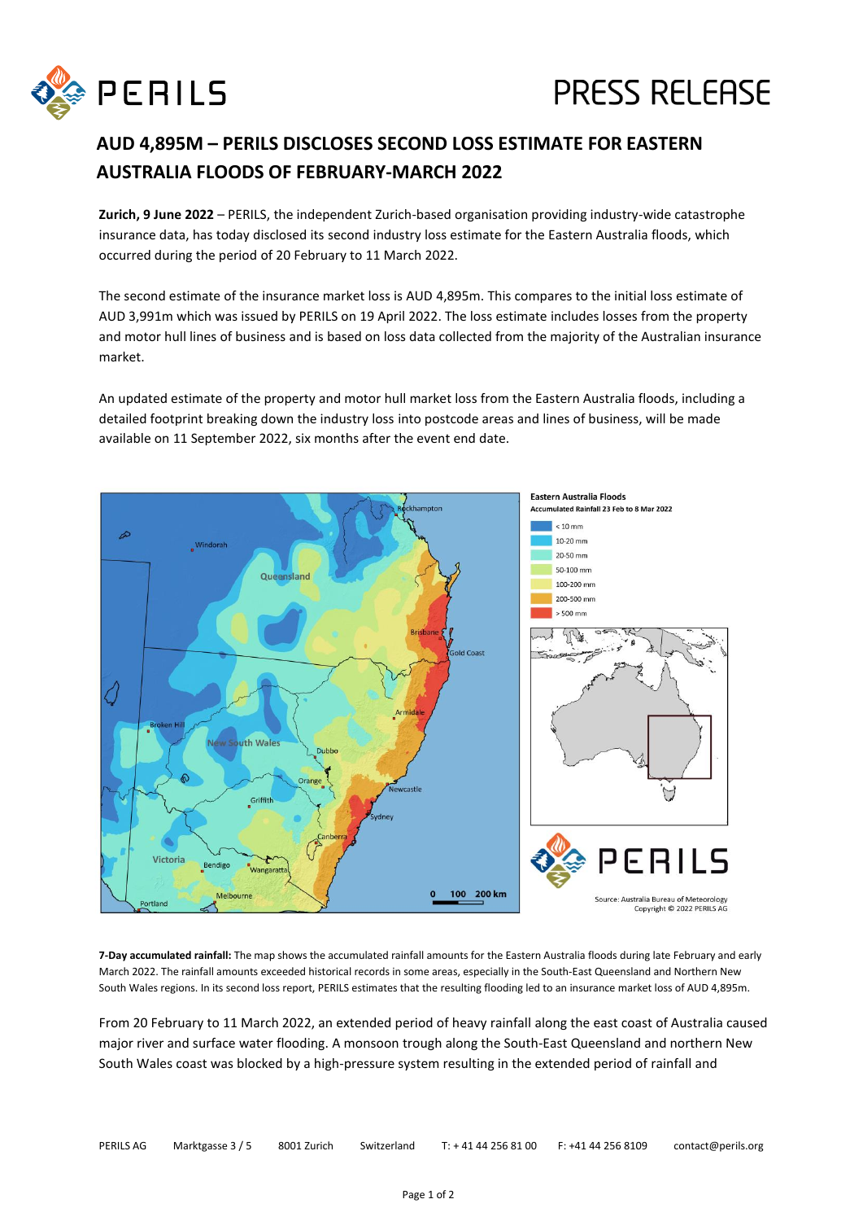PERILS

PRESS RELEASE

# AUD 4,895M – PERILS DISCLOSES SECOND LOSS ESTIMATE FOR EASTERN AUSTRALIA FLOODS OF FEBRUARY-MARCH 2022

**Zurich, 9 June 2022** – PERILS, the independent Zurich-based organisation providing industry-wide catastrophe insurance data, has today disclosed its second industry loss estimate for the Eastern Australia floods, which occurred during the period of 20 February to 11 March 2022.

The second estimate of the insurance market loss is AUD 4,895m. This compares to the initial loss estimate of AUD 3,991m which was issued by PERILS on 19 April 2022. The loss estimate includes losses from the property and motor hull lines of business and is based on loss data collected from the majority of the Australian insurance market.

An updated estimate of the property and motor hull market loss from the Eastern Australia floods, including a detailed footprint breaking down the industry loss into postcode areas and lines of business, will be made available on 11 September 2022, six months after the event end date.

**7-Day accumulated rainfall:** The map shows the accumulated rainfall amounts for the Eastern Australia floods during late February and early March 2022. The rainfall amounts exceeded historical records in some areas, especially in the South-East Queensland and Northern New South Wales regions. In its second loss report, PERILS estimates that the resulting flooding led to an insurance market loss of AUD 4,895m.

From 20 February to 11 March 2022, an extended period of heavy rainfall along the east coast of Australia caused major river and surface water flooding. A monsoon trough along the South-East Queensland and northern New South Wales coast was blocked by a high-pressure system resulting in the extended period of rainfall and

PERILS AG Marktgasse 3 / 5 8001 Zurich Switzerland T: + 41 44 256 81 00 F: +41 44 256 8109 contact@perils.org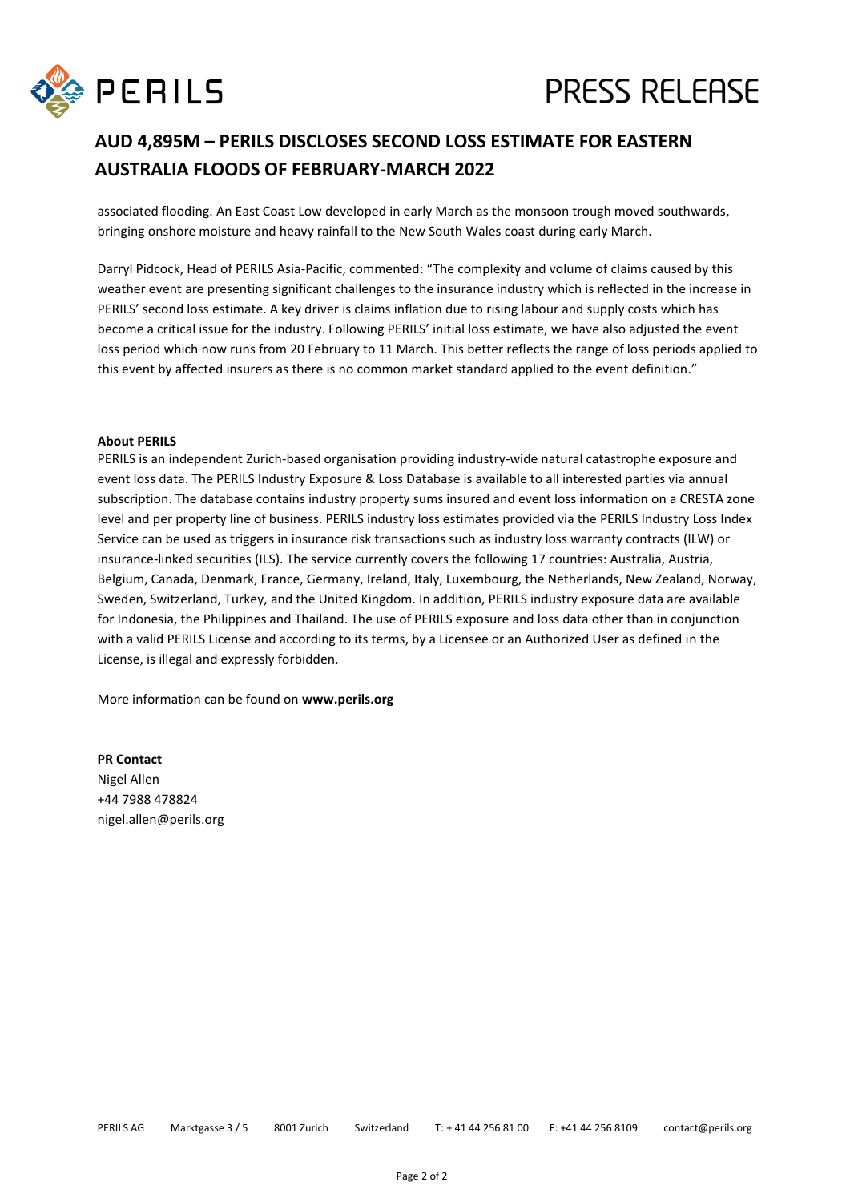associated flooding. An East Coast Low developed in early March as the monsoon trough moved southwards, bringing onshore moisture and heavy rainfall to the New South Wales coast during early March.

Darryl Pidcock, Head of PERILS Asia-Pacific, commented: "The complexity and volume of claims caused by this weather event are presenting significant challenges to the insurance industry which is reflected in the increase in PERILS' second loss estimate. A key driver is claims inflation due to rising labour and supply costs which has become a critical issue for the industry. Following PERILS' initial loss estimate, we have also adjusted the event loss period which now runs from 20 February to 11 March. This better reflects the range of loss periods applied to this event by affected insurers as there is no common market standard applied to the event definition."

**About PERILS**

PERILS is an independent Zurich-based organisation providing industry-wide natural catastrophe exposure and event loss data. The PERILS Industry Exposure & Loss Database is available to all interested parties via annual subscription. The database contains industry property sums insured and event loss information on a CRESTA zone level and per property line of business. PERILS industry loss estimates provided via the PERILS Industry Loss Index Service can be used as triggers in insurance risk transactions such as industry loss warranty contracts (ILW) or insurance-linked securities (ILS). The service currently covers the following 17 countries: Australia, Austria, Belgium, Canada, Denmark, France, Germany, Ireland, Italy, Luxembourg, the Netherlands, New Zealand, Norway, Sweden, Switzerland, Turkey, and the United Kingdom. In addition, PERILS industry exposure data are available for Indonesia, the Philippines and Thailand. The use of PERILS exposure and loss data other than in conjunction with a valid PERILS License and according to its terms, by a Licensee or an Authorized User as defined in the License, is illegal and expressly forbidden.

More information can be found on **www.perils.org**

**PR Contact**
Nigel Allen
+44 7988 478824
nigel.allen@perils.org